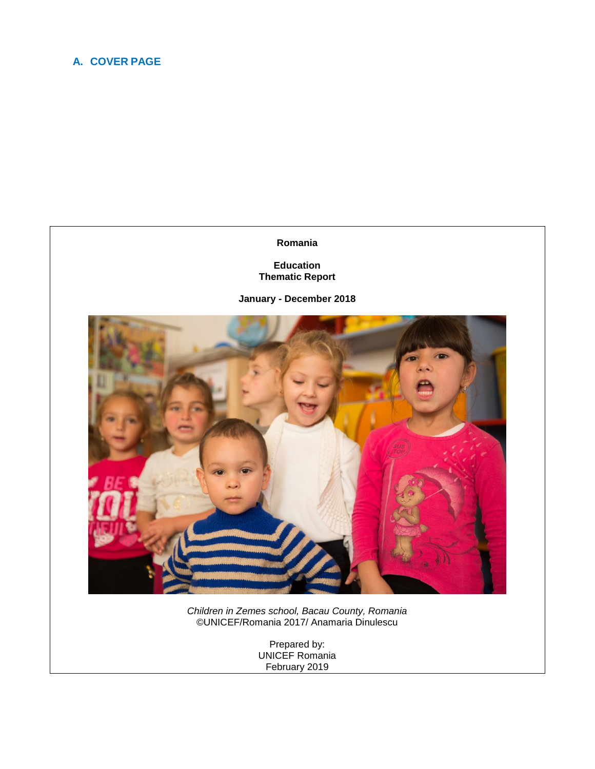## A. COVER PAGE

**Romania**

**Education**
**Thematic Report**

**January - December 2018**

*Children in Zemes school, Bacau County, Romania*
©UNICEF/Romania 2017/ Anamaria Dinulescu

Prepared by:
UNICEF Romania
February 2019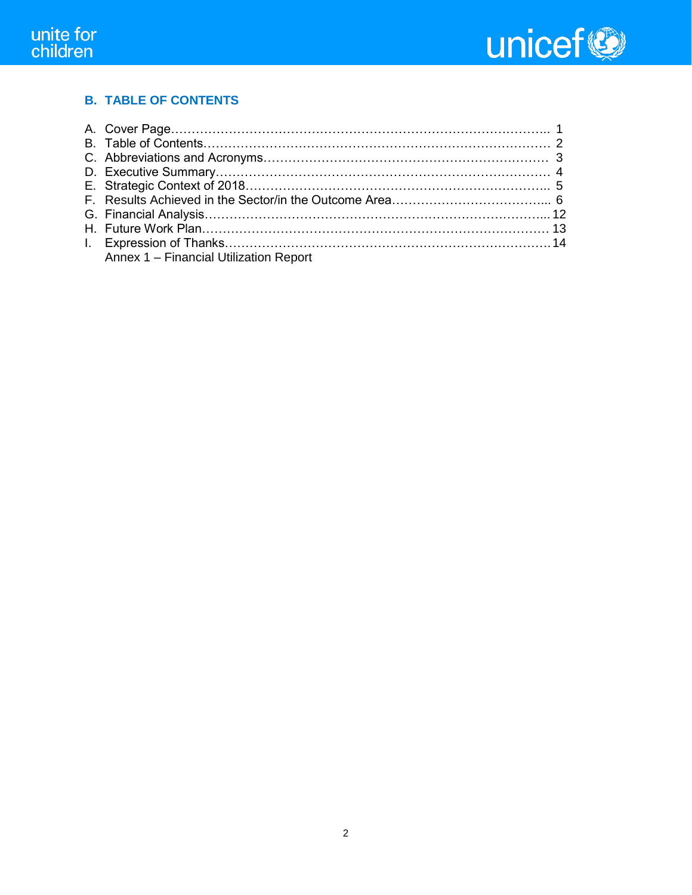## B. TABLE OF CONTENTS

A. Cover Page………………………………………………………………………………….. 1
B. Table of Contents………………………………………………………………………… 2
C. Abbreviations and Acronyms…………………………………………………………… 3
D. Executive Summary……………………………………………………………………… 4
E. Strategic Context of 2018……………………………………………………………….. 5
F. Results Achieved in the Sector/in the Outcome Area………………………………... 6
G. Financial Analysis………………………………………………………………………... 12
H. Future Work Plan………………………………………………………………………… 13
I. Expression of Thanks……………………………………………………………………. 14
Annex 1 – Financial Utilization Report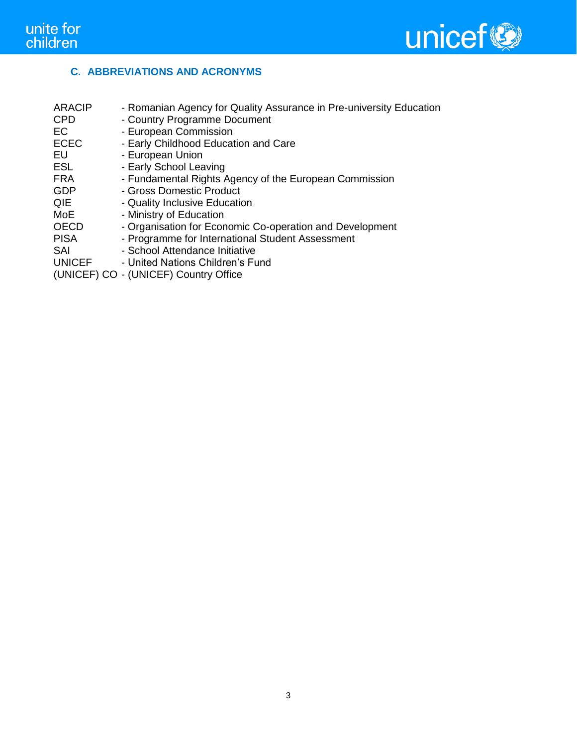## C. ABBREVIATIONS AND ACRONYMS

ARACIP - Romanian Agency for Quality Assurance in Pre-university Education
CPD - Country Programme Document
EC - European Commission
ECEC - Early Childhood Education and Care
EU - European Union
ESL - Early School Leaving
FRA - Fundamental Rights Agency of the European Commission
GDP - Gross Domestic Product
QIE - Quality Inclusive Education
MoE - Ministry of Education
OECD - Organisation for Economic Co-operation and Development
PISA - Programme for International Student Assessment
SAI - School Attendance Initiative
UNICEF - United Nations Children's Fund
(UNICEF) CO - (UNICEF) Country Office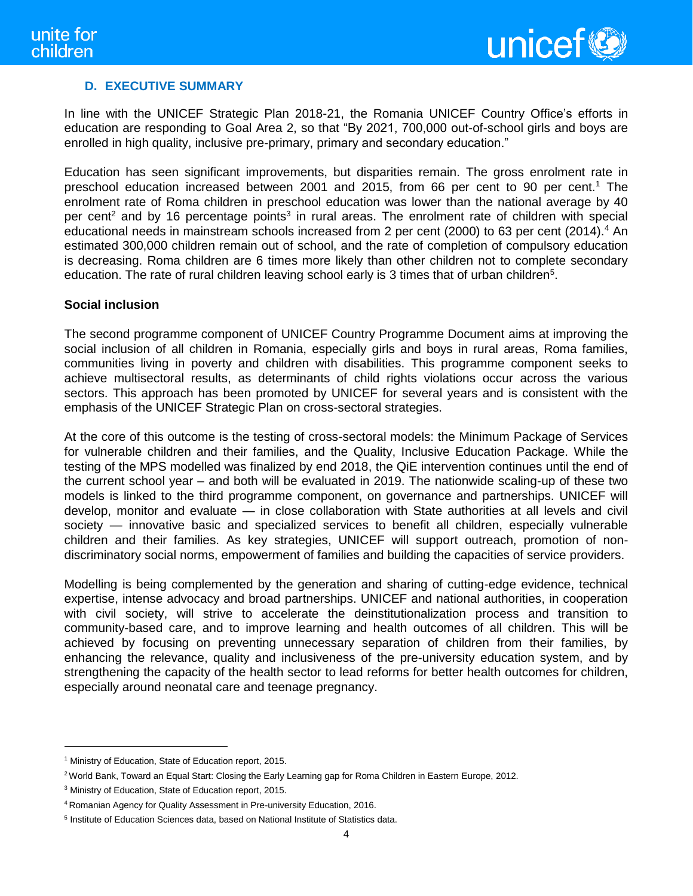## D. EXECUTIVE SUMMARY

In line with the UNICEF Strategic Plan 2018-21, the Romania UNICEF Country Office's efforts in education are responding to Goal Area 2, so that "By 2021, 700,000 out-of-school girls and boys are enrolled in high quality, inclusive pre-primary, primary and secondary education."

Education has seen significant improvements, but disparities remain. The gross enrolment rate in preschool education increased between 2001 and 2015, from 66 per cent to 90 per cent.[1] The enrolment rate of Roma children in preschool education was lower than the national average by 40 per cent[2] and by 16 percentage points[3] in rural areas. The enrolment rate of children with special educational needs in mainstream schools increased from 2 per cent (2000) to 63 per cent (2014).[4] An estimated 300,000 children remain out of school, and the rate of completion of compulsory education is decreasing. Roma children are 6 times more likely than other children not to complete secondary education. The rate of rural children leaving school early is 3 times that of urban children[5].

**Social inclusion**

The second programme component of UNICEF Country Programme Document aims at improving the social inclusion of all children in Romania, especially girls and boys in rural areas, Roma families, communities living in poverty and children with disabilities. This programme component seeks to achieve multisectoral results, as determinants of child rights violations occur across the various sectors. This approach has been promoted by UNICEF for several years and is consistent with the emphasis of the UNICEF Strategic Plan on cross-sectoral strategies.

At the core of this outcome is the testing of cross-sectoral models: the Minimum Package of Services for vulnerable children and their families, and the Quality, Inclusive Education Package. While the testing of the MPS modelled was finalized by end 2018, the QiE intervention continues until the end of the current school year – and both will be evaluated in 2019. The nationwide scaling-up of these two models is linked to the third programme component, on governance and partnerships. UNICEF will develop, monitor and evaluate — in close collaboration with State authorities at all levels and civil society — innovative basic and specialized services to benefit all children, especially vulnerable children and their families. As key strategies, UNICEF will support outreach, promotion of non-discriminatory social norms, empowerment of families and building the capacities of service providers.

Modelling is being complemented by the generation and sharing of cutting-edge evidence, technical expertise, intense advocacy and broad partnerships. UNICEF and national authorities, in cooperation with civil society, will strive to accelerate the deinstitutionalization process and transition to community-based care, and to improve learning and health outcomes of all children. This will be achieved by focusing on preventing unnecessary separation of children from their families, by enhancing the relevance, quality and inclusiveness of the pre-university education system, and by strengthening the capacity of the health sector to lead reforms for better health outcomes for children, especially around neonatal care and teenage pregnancy.

---

[1] Ministry of Education, State of Education report, 2015.

[2] World Bank, Toward an Equal Start: Closing the Early Learning gap for Roma Children in Eastern Europe, 2012.

[3] Ministry of Education, State of Education report, 2015.

[4] Romanian Agency for Quality Assessment in Pre-university Education, 2016.

[5] Institute of Education Sciences data, based on National Institute of Statistics data.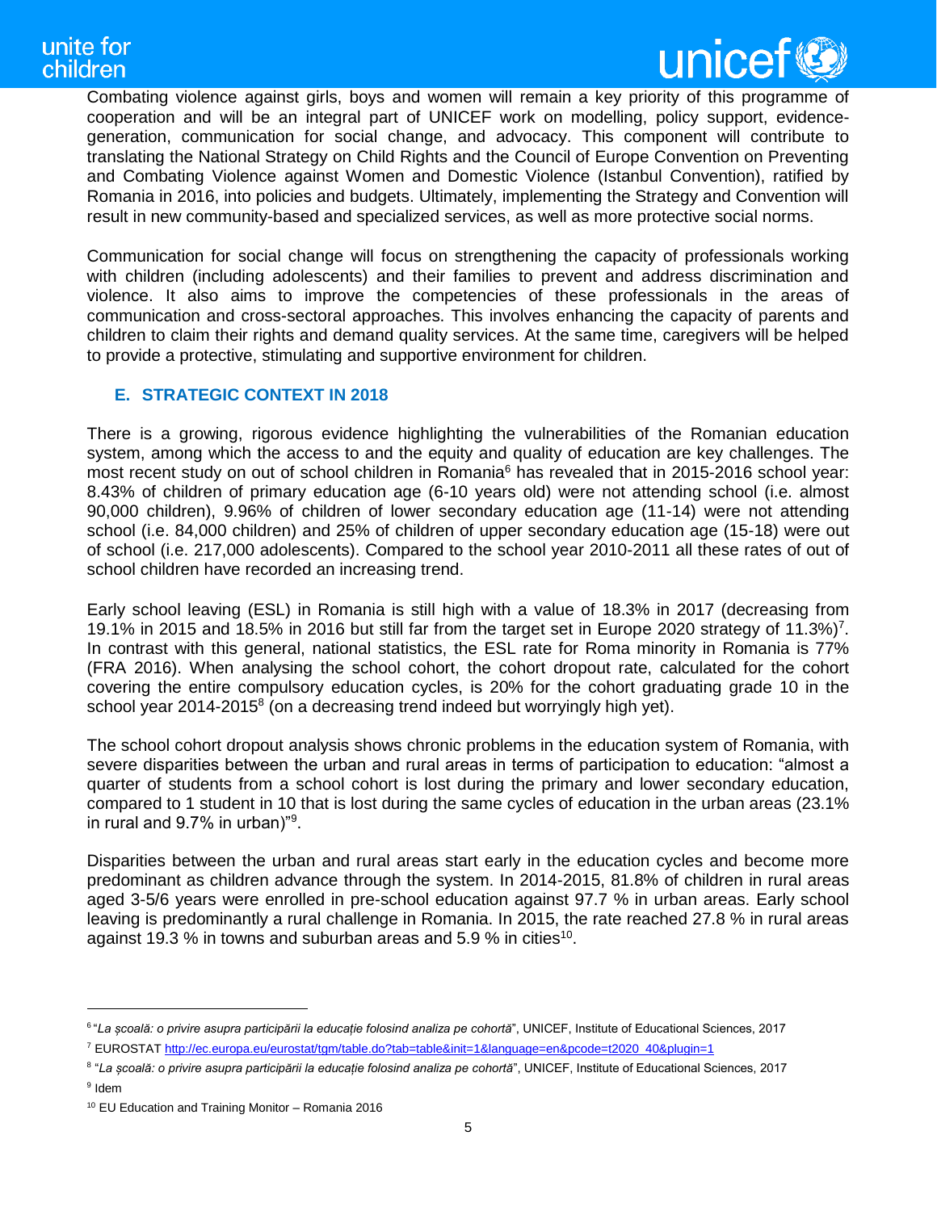Combating violence against girls, boys and women will remain a key priority of this programme of cooperation and will be an integral part of UNICEF work on modelling, policy support, evidence-generation, communication for social change, and advocacy. This component will contribute to translating the National Strategy on Child Rights and the Council of Europe Convention on Preventing and Combating Violence against Women and Domestic Violence (Istanbul Convention), ratified by Romania in 2016, into policies and budgets. Ultimately, implementing the Strategy and Convention will result in new community-based and specialized services, as well as more protective social norms.

Communication for social change will focus on strengthening the capacity of professionals working with children (including adolescents) and their families to prevent and address discrimination and violence. It also aims to improve the competencies of these professionals in the areas of communication and cross-sectoral approaches. This involves enhancing the capacity of parents and children to claim their rights and demand quality services. At the same time, caregivers will be helped to provide a protective, stimulating and supportive environment for children.

## E. STRATEGIC CONTEXT IN 2018

There is a growing, rigorous evidence highlighting the vulnerabilities of the Romanian education system, among which the access to and the equity and quality of education are key challenges. The most recent study on out of school children in Romania[6] has revealed that in 2015-2016 school year: 8.43% of children of primary education age (6-10 years old) were not attending school (i.e. almost 90,000 children), 9.96% of children of lower secondary education age (11-14) were not attending school (i.e. 84,000 children) and 25% of children of upper secondary education age (15-18) were out of school (i.e. 217,000 adolescents). Compared to the school year 2010-2011 all these rates of out of school children have recorded an increasing trend.

Early school leaving (ESL) in Romania is still high with a value of 18.3% in 2017 (decreasing from 19.1% in 2015 and 18.5% in 2016 but still far from the target set in Europe 2020 strategy of 11.3%)[7]. In contrast with this general, national statistics, the ESL rate for Roma minority in Romania is 77% (FRA 2016). When analysing the school cohort, the cohort dropout rate, calculated for the cohort covering the entire compulsory education cycles, is 20% for the cohort graduating grade 10 in the school year 2014-2015[8] (on a decreasing trend indeed but worryingly high yet).

The school cohort dropout analysis shows chronic problems in the education system of Romania, with severe disparities between the urban and rural areas in terms of participation to education: "almost a quarter of students from a school cohort is lost during the primary and lower secondary education, compared to 1 student in 10 that is lost during the same cycles of education in the urban areas (23.1% in rural and 9.7% in urban)"[9].

Disparities between the urban and rural areas start early in the education cycles and become more predominant as children advance through the system. In 2014-2015, 81.8% of children in rural areas aged 3-5/6 years were enrolled in pre-school education against 97.7 % in urban areas. Early school leaving is predominantly a rural challenge in Romania. In 2015, the rate reached 27.8 % in rural areas against 19.3 % in towns and suburban areas and 5.9 % in cities[10].

---

[6] "*La școală: o privire asupra participării la educație folosind analiza pe cohortă*", UNICEF, Institute of Educational Sciences, 2017

[7] EUROSTAT http://ec.europa.eu/eurostat/tgm/table.do?tab=table&init=1&language=en&pcode=t2020_40&plugin=1

[8] "*La școală: o privire asupra participării la educație folosind analiza pe cohortă*", UNICEF, Institute of Educational Sciences, 2017

[9] Idem

[10] EU Education and Training Monitor – Romania 2016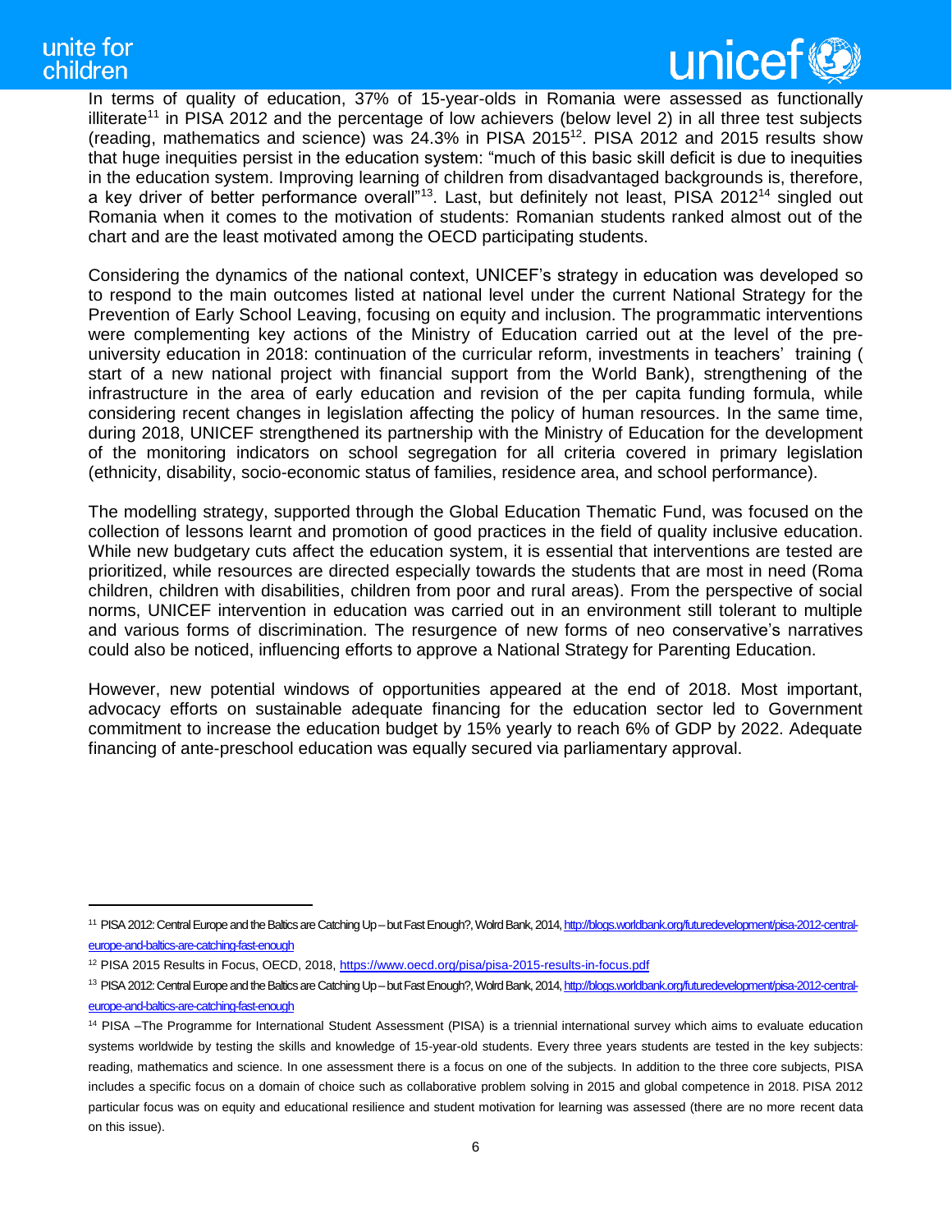In terms of quality of education, 37% of 15-year-olds in Romania were assessed as functionally illiterate[11] in PISA 2012 and the percentage of low achievers (below level 2) in all three test subjects (reading, mathematics and science) was 24.3% in PISA 2015[12]. PISA 2012 and 2015 results show that huge inequities persist in the education system: "much of this basic skill deficit is due to inequities in the education system. Improving learning of children from disadvantaged backgrounds is, therefore, a key driver of better performance overall"[13]. Last, but definitely not least, PISA 2012[14] singled out Romania when it comes to the motivation of students: Romanian students ranked almost out of the chart and are the least motivated among the OECD participating students.

Considering the dynamics of the national context, UNICEF's strategy in education was developed so to respond to the main outcomes listed at national level under the current National Strategy for the Prevention of Early School Leaving, focusing on equity and inclusion. The programmatic interventions were complementing key actions of the Ministry of Education carried out at the level of the pre-university education in 2018: continuation of the curricular reform, investments in teachers' training ( start of a new national project with financial support from the World Bank), strengthening of the infrastructure in the area of early education and revision of the per capita funding formula, while considering recent changes in legislation affecting the policy of human resources. In the same time, during 2018, UNICEF strengthened its partnership with the Ministry of Education for the development of the monitoring indicators on school segregation for all criteria covered in primary legislation (ethnicity, disability, socio-economic status of families, residence area, and school performance).

The modelling strategy, supported through the Global Education Thematic Fund, was focused on the collection of lessons learnt and promotion of good practices in the field of quality inclusive education. While new budgetary cuts affect the education system, it is essential that interventions are tested are prioritized, while resources are directed especially towards the students that are most in need (Roma children, children with disabilities, children from poor and rural areas). From the perspective of social norms, UNICEF intervention in education was carried out in an environment still tolerant to multiple and various forms of discrimination. The resurgence of new forms of neo conservative's narratives could also be noticed, influencing efforts to approve a National Strategy for Parenting Education.

However, new potential windows of opportunities appeared at the end of 2018. Most important, advocacy efforts on sustainable adequate financing for the education sector led to Government commitment to increase the education budget by 15% yearly to reach 6% of GDP by 2022. Adequate financing of ante-preschool education was equally secured via parliamentary approval.

---

[11] PISA 2012: Central Europe and the Baltics are Catching Up – but Fast Enough?, Wolrd Bank, 2014, http://blogs.worldbank.org/futuredevelopment/pisa-2012-central-europe-and-baltics-are-catching-fast-enough

[12] PISA 2015 Results in Focus, OECD, 2018, https://www.oecd.org/pisa/pisa-2015-results-in-focus.pdf

[13] PISA 2012: Central Europe and the Baltics are Catching Up – but Fast Enough?, Wolrd Bank, 2014, http://blogs.worldbank.org/futuredevelopment/pisa-2012-central-europe-and-baltics-are-catching-fast-enough

[14] PISA –The Programme for International Student Assessment (PISA) is a triennial international survey which aims to evaluate education systems worldwide by testing the skills and knowledge of 15-year-old students. Every three years students are tested in the key subjects: reading, mathematics and science. In one assessment there is a focus on one of the subjects. In addition to the three core subjects, PISA includes a specific focus on a domain of choice such as collaborative problem solving in 2015 and global competence in 2018. PISA 2012 particular focus was on equity and educational resilience and student motivation for learning was assessed (there are no more recent data on this issue).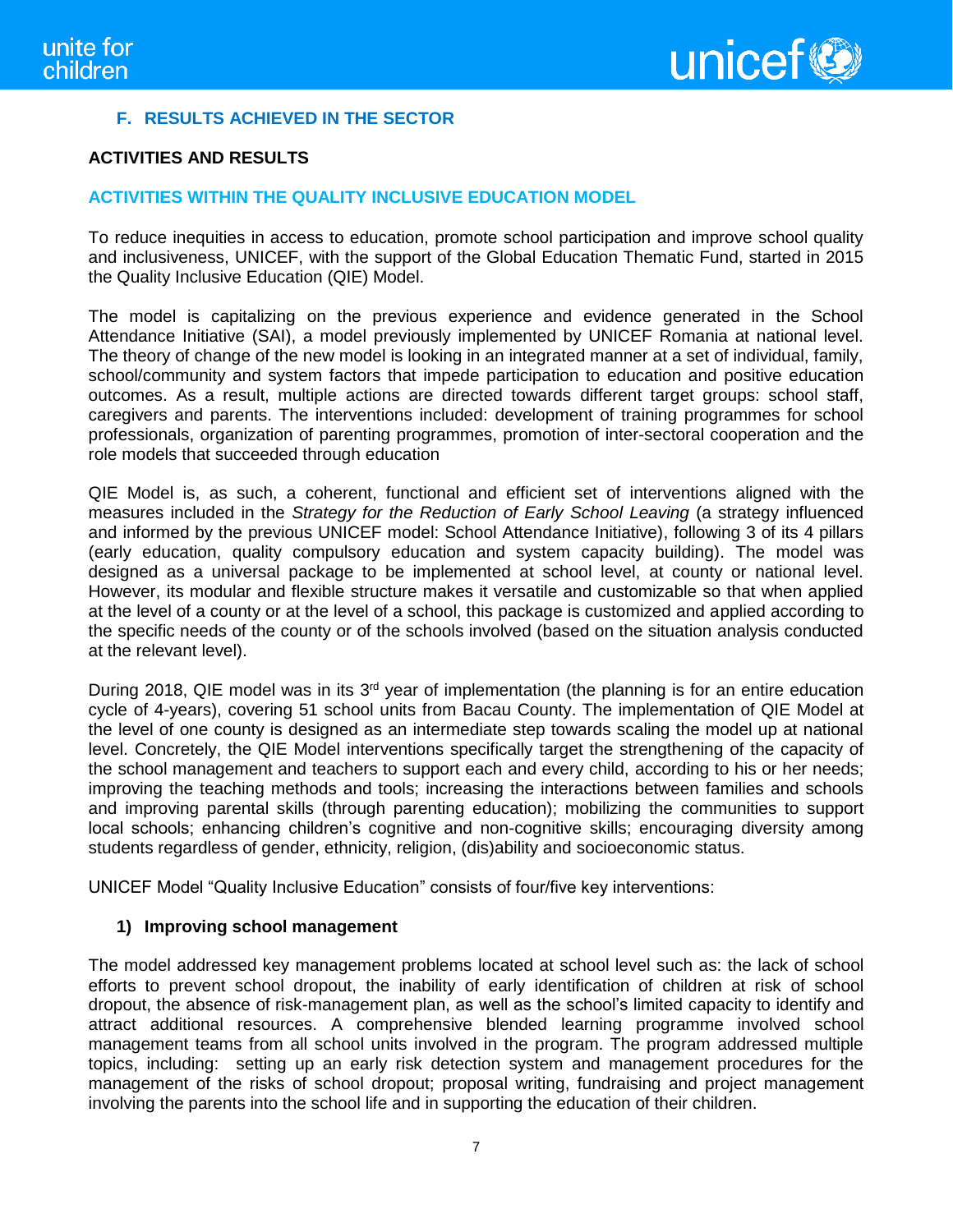## F. RESULTS ACHIEVED IN THE SECTOR

### ACTIVITIES AND RESULTS

### ACTIVITIES WITHIN THE QUALITY INCLUSIVE EDUCATION MODEL

To reduce inequities in access to education, promote school participation and improve school quality and inclusiveness, UNICEF, with the support of the Global Education Thematic Fund, started in 2015 the Quality Inclusive Education (QIE) Model.

The model is capitalizing on the previous experience and evidence generated in the School Attendance Initiative (SAI), a model previously implemented by UNICEF Romania at national level. The theory of change of the new model is looking in an integrated manner at a set of individual, family, school/community and system factors that impede participation to education and positive education outcomes. As a result, multiple actions are directed towards different target groups: school staff, caregivers and parents. The interventions included: development of training programmes for school professionals, organization of parenting programmes, promotion of inter-sectoral cooperation and the role models that succeeded through education

QIE Model is, as such, a coherent, functional and efficient set of interventions aligned with the measures included in the *Strategy for the Reduction of Early School Leaving* (a strategy influenced and informed by the previous UNICEF model: School Attendance Initiative), following 3 of its 4 pillars (early education, quality compulsory education and system capacity building). The model was designed as a universal package to be implemented at school level, at county or national level. However, its modular and flexible structure makes it versatile and customizable so that when applied at the level of a county or at the level of a school, this package is customized and applied according to the specific needs of the county or of the schools involved (based on the situation analysis conducted at the relevant level).

During 2018, QIE model was in its 3rd year of implementation (the planning is for an entire education cycle of 4-years), covering 51 school units from Bacau County. The implementation of QIE Model at the level of one county is designed as an intermediate step towards scaling the model up at national level. Concretely, the QIE Model interventions specifically target the strengthening of the capacity of the school management and teachers to support each and every child, according to his or her needs; improving the teaching methods and tools; increasing the interactions between families and schools and improving parental skills (through parenting education); mobilizing the communities to support local schools; enhancing children's cognitive and non-cognitive skills; encouraging diversity among students regardless of gender, ethnicity, religion, (dis)ability and socioeconomic status.

UNICEF Model "Quality Inclusive Education" consists of four/five key interventions:

**1) Improving school management**

The model addressed key management problems located at school level such as: the lack of school efforts to prevent school dropout, the inability of early identification of children at risk of school dropout, the absence of risk-management plan, as well as the school's limited capacity to identify and attract additional resources. A comprehensive blended learning programme involved school management teams from all school units involved in the program. The program addressed multiple topics, including: setting up an early risk detection system and management procedures for the management of the risks of school dropout; proposal writing, fundraising and project management involving the parents into the school life and in supporting the education of their children.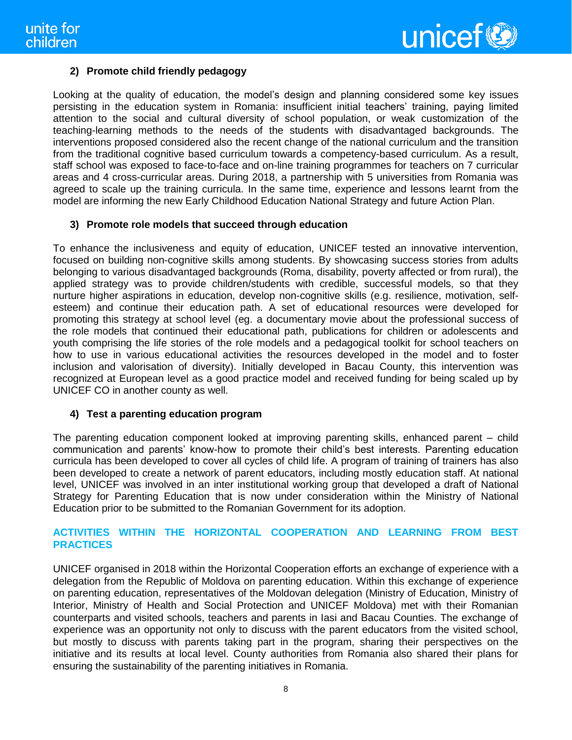### 2) Promote child friendly pedagogy

Looking at the quality of education, the model's design and planning considered some key issues persisting in the education system in Romania: insufficient initial teachers' training, paying limited attention to the social and cultural diversity of school population, or weak customization of the teaching-learning methods to the needs of the students with disadvantaged backgrounds. The interventions proposed considered also the recent change of the national curriculum and the transition from the traditional cognitive based curriculum towards a competency-based curriculum. As a result, staff school was exposed to face-to-face and on-line training programmes for teachers on 7 curricular areas and 4 cross-curricular areas. During 2018, a partnership with 5 universities from Romania was agreed to scale up the training curricula. In the same time, experience and lessons learnt from the model are informing the new Early Childhood Education National Strategy and future Action Plan.

### 3) Promote role models that succeed through education

To enhance the inclusiveness and equity of education, UNICEF tested an innovative intervention, focused on building non-cognitive skills among students. By showcasing success stories from adults belonging to various disadvantaged backgrounds (Roma, disability, poverty affected or from rural), the applied strategy was to provide children/students with credible, successful models, so that they nurture higher aspirations in education, develop non-cognitive skills (e.g. resilience, motivation, self-esteem) and continue their education path. A set of educational resources were developed for promoting this strategy at school level (eg. a documentary movie about the professional success of the role models that continued their educational path, publications for children or adolescents and youth comprising the life stories of the role models and a pedagogical toolkit for school teachers on how to use in various educational activities the resources developed in the model and to foster inclusion and valorisation of diversity). Initially developed in Bacau County, this intervention was recognized at European level as a good practice model and received funding for being scaled up by UNICEF CO in another county as well.

### 4) Test a parenting education program

The parenting education component looked at improving parenting skills, enhanced parent – child communication and parents' know-how to promote their child's best interests. Parenting education curricula has been developed to cover all cycles of child life. A program of training of trainers has also been developed to create a network of parent educators, including mostly education staff. At national level, UNICEF was involved in an inter institutional working group that developed a draft of National Strategy for Parenting Education that is now under consideration within the Ministry of National Education prior to be submitted to the Romanian Government for its adoption.

## ACTIVITIES WITHIN THE HORIZONTAL COOPERATION AND LEARNING FROM BEST PRACTICES

UNICEF organised in 2018 within the Horizontal Cooperation efforts an exchange of experience with a delegation from the Republic of Moldova on parenting education. Within this exchange of experience on parenting education, representatives of the Moldovan delegation (Ministry of Education, Ministry of Interior, Ministry of Health and Social Protection and UNICEF Moldova) met with their Romanian counterparts and visited schools, teachers and parents in Iasi and Bacau Counties. The exchange of experience was an opportunity not only to discuss with the parent educators from the visited school, but mostly to discuss with parents taking part in the program, sharing their perspectives on the initiative and its results at local level. County authorities from Romania also shared their plans for ensuring the sustainability of the parenting initiatives in Romania.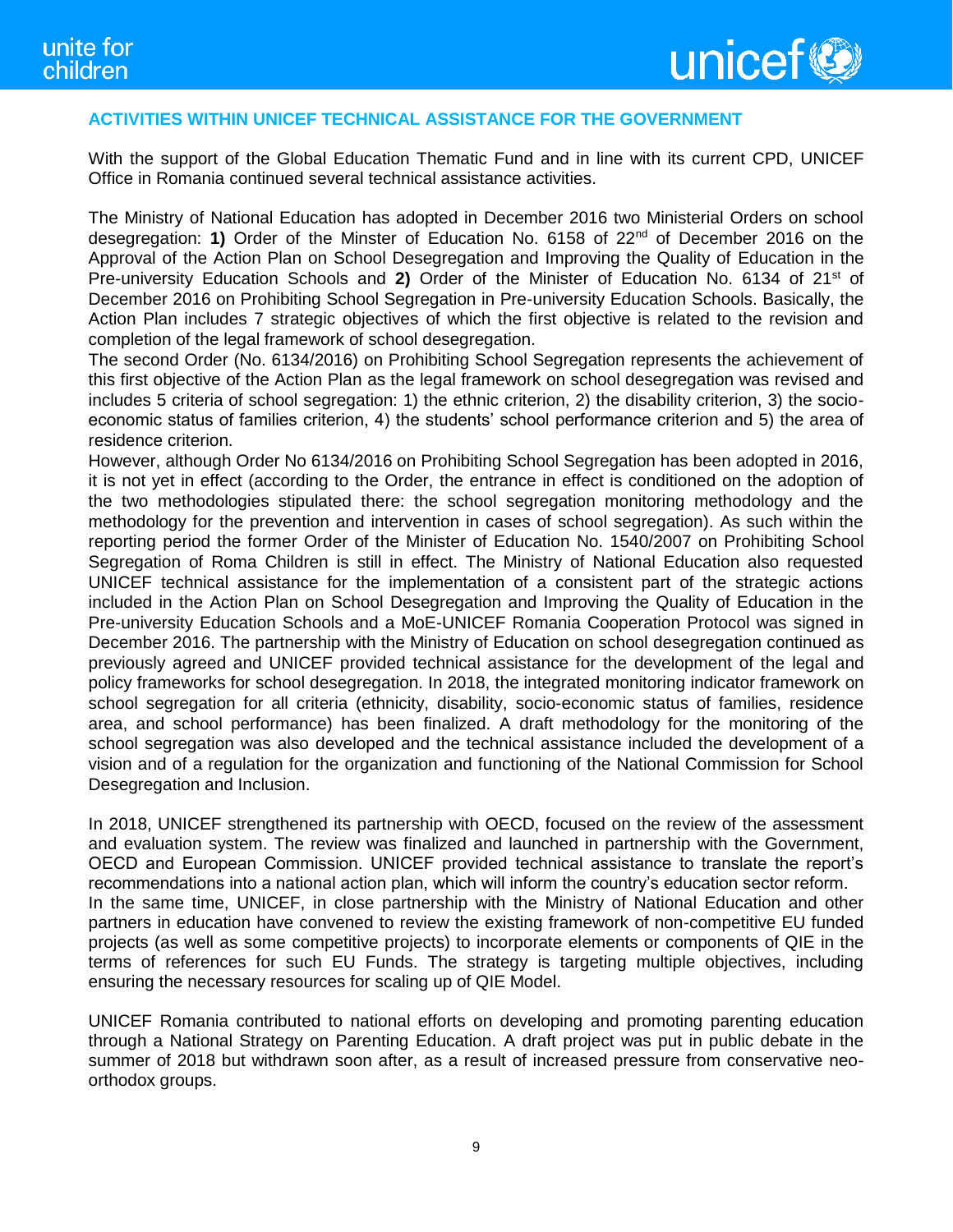## ACTIVITIES WITHIN UNICEF TECHNICAL ASSISTANCE FOR THE GOVERNMENT

With the support of the Global Education Thematic Fund and in line with its current CPD, UNICEF Office in Romania continued several technical assistance activities.

The Ministry of National Education has adopted in December 2016 two Ministerial Orders on school desegregation: **1)** Order of the Minster of Education No. 6158 of 22nd of December 2016 on the Approval of the Action Plan on School Desegregation and Improving the Quality of Education in the Pre-university Education Schools and **2)** Order of the Minister of Education No. 6134 of 21st of December 2016 on Prohibiting School Segregation in Pre-university Education Schools. Basically, the Action Plan includes 7 strategic objectives of which the first objective is related to the revision and completion of the legal framework of school desegregation.
The second Order (No. 6134/2016) on Prohibiting School Segregation represents the achievement of this first objective of the Action Plan as the legal framework on school desegregation was revised and includes 5 criteria of school segregation: 1) the ethnic criterion, 2) the disability criterion, 3) the socio-economic status of families criterion, 4) the students' school performance criterion and 5) the area of residence criterion.
However, although Order No 6134/2016 on Prohibiting School Segregation has been adopted in 2016, it is not yet in effect (according to the Order, the entrance in effect is conditioned on the adoption of the two methodologies stipulated there: the school segregation monitoring methodology and the methodology for the prevention and intervention in cases of school segregation). As such within the reporting period the former Order of the Minister of Education No. 1540/2007 on Prohibiting School Segregation of Roma Children is still in effect. The Ministry of National Education also requested UNICEF technical assistance for the implementation of a consistent part of the strategic actions included in the Action Plan on School Desegregation and Improving the Quality of Education in the Pre-university Education Schools and a MoE-UNICEF Romania Cooperation Protocol was signed in December 2016. The partnership with the Ministry of Education on school desegregation continued as previously agreed and UNICEF provided technical assistance for the development of the legal and policy frameworks for school desegregation. In 2018, the integrated monitoring indicator framework on school segregation for all criteria (ethnicity, disability, socio-economic status of families, residence area, and school performance) has been finalized. A draft methodology for the monitoring of the school segregation was also developed and the technical assistance included the development of a vision and of a regulation for the organization and functioning of the National Commission for School Desegregation and Inclusion.

In 2018, UNICEF strengthened its partnership with OECD, focused on the review of the assessment and evaluation system. The review was finalized and launched in partnership with the Government, OECD and European Commission. UNICEF provided technical assistance to translate the report's recommendations into a national action plan, which will inform the country's education sector reform.
In the same time, UNICEF, in close partnership with the Ministry of National Education and other partners in education have convened to review the existing framework of non-competitive EU funded projects (as well as some competitive projects) to incorporate elements or components of QIE in the terms of references for such EU Funds. The strategy is targeting multiple objectives, including ensuring the necessary resources for scaling up of QIE Model.

UNICEF Romania contributed to national efforts on developing and promoting parenting education through a National Strategy on Parenting Education. A draft project was put in public debate in the summer of 2018 but withdrawn soon after, as a result of increased pressure from conservative neo-orthodox groups.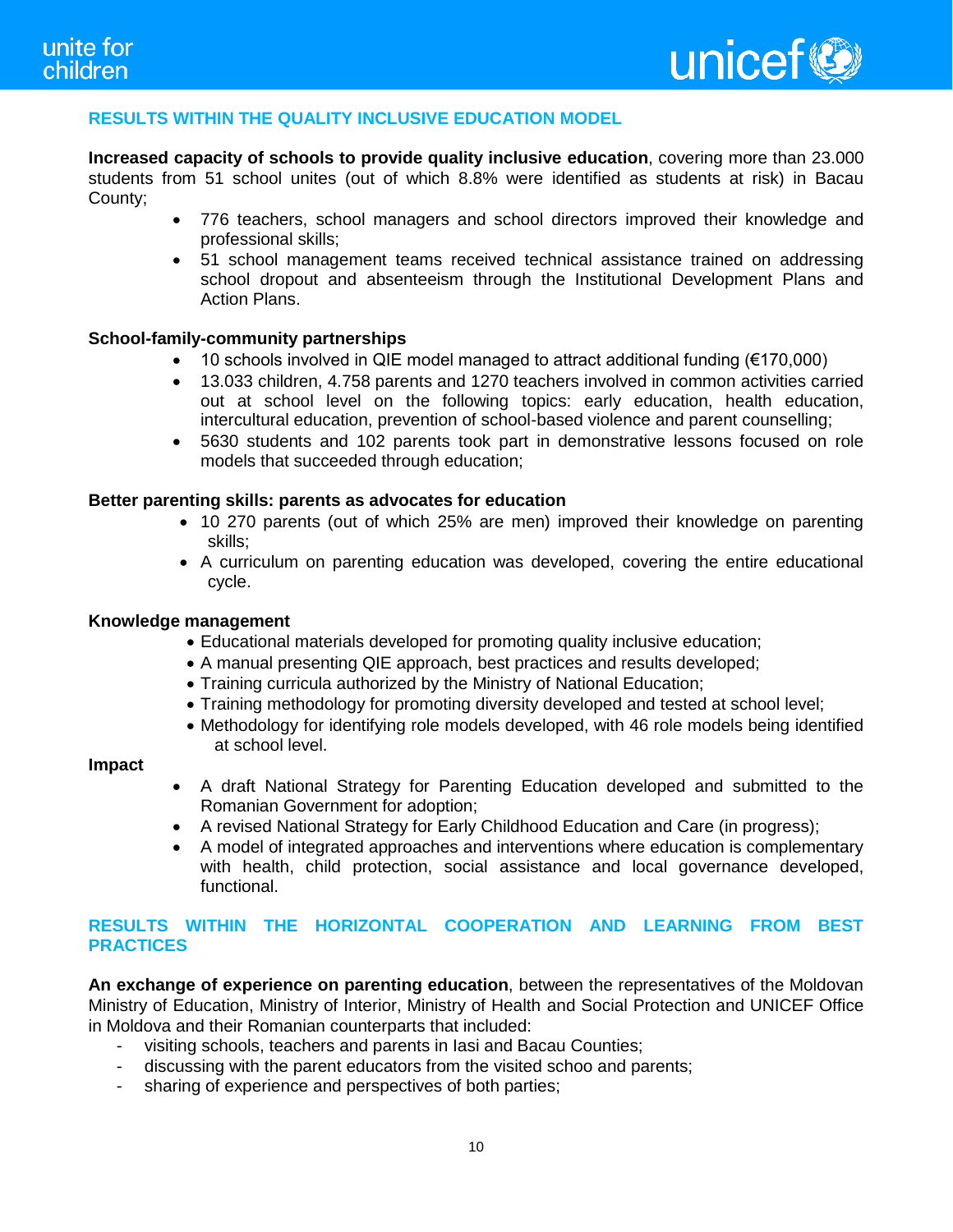## RESULTS WITHIN THE QUALITY INCLUSIVE EDUCATION MODEL

**Increased capacity of schools to provide quality inclusive education**, covering more than 23.000 students from 51 school unites (out of which 8.8% were identified as students at risk) in Bacau County;

- 776 teachers, school managers and school directors improved their knowledge and professional skills;
- 51 school management teams received technical assistance trained on addressing school dropout and absenteeism through the Institutional Development Plans and Action Plans.

**School-family-community partnerships**

- 10 schools involved in QIE model managed to attract additional funding (€170,000)
- 13.033 children, 4.758 parents and 1270 teachers involved in common activities carried out at school level on the following topics: early education, health education, intercultural education, prevention of school-based violence and parent counselling;
- 5630 students and 102 parents took part in demonstrative lessons focused on role models that succeeded through education;

**Better parenting skills: parents as advocates for education**

- 10 270 parents (out of which 25% are men) improved their knowledge on parenting skills;
- A curriculum on parenting education was developed, covering the entire educational cycle.

**Knowledge management**

- Educational materials developed for promoting quality inclusive education;
- A manual presenting QIE approach, best practices and results developed;
- Training curricula authorized by the Ministry of National Education;
- Training methodology for promoting diversity developed and tested at school level;
- Methodology for identifying role models developed, with 46 role models being identified at school level.

**Impact**

- A draft National Strategy for Parenting Education developed and submitted to the Romanian Government for adoption;
- A revised National Strategy for Early Childhood Education and Care (in progress);
- A model of integrated approaches and interventions where education is complementary with health, child protection, social assistance and local governance developed, functional.

## RESULTS WITHIN THE HORIZONTAL COOPERATION AND LEARNING FROM BEST PRACTICES

**An exchange of experience on parenting education**, between the representatives of the Moldovan Ministry of Education, Ministry of Interior, Ministry of Health and Social Protection and UNICEF Office in Moldova and their Romanian counterparts that included:

- visiting schools, teachers and parents in Iasi and Bacau Counties;
- discussing with the parent educators from the visited schoo and parents;
- sharing of experience and perspectives of both parties;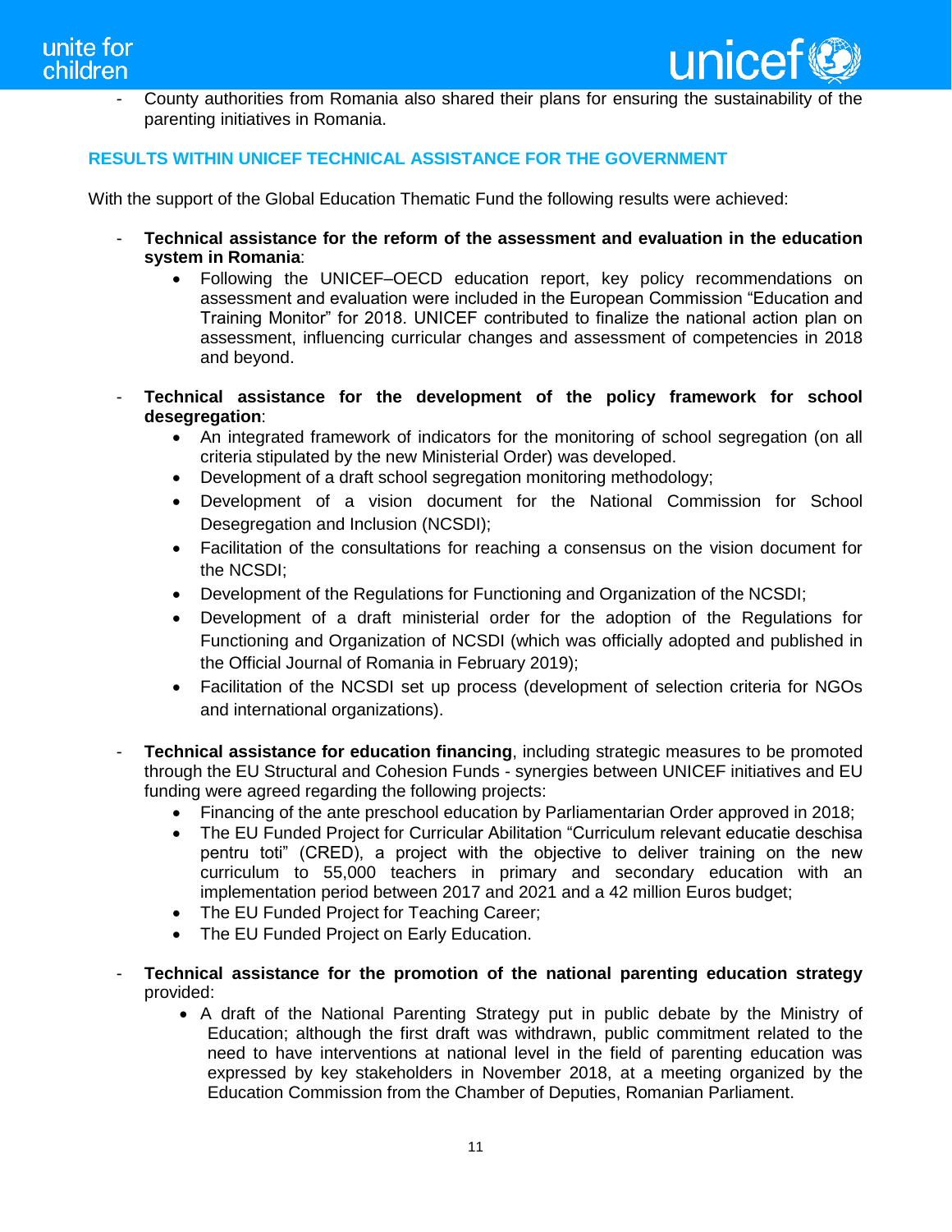- County authorities from Romania also shared their plans for ensuring the sustainability of the parenting initiatives in Romania.

## RESULTS WITHIN UNICEF TECHNICAL ASSISTANCE FOR THE GOVERNMENT

With the support of the Global Education Thematic Fund the following results were achieved:

- **Technical assistance for the reform of the assessment and evaluation in the education system in Romania**:
    - Following the UNICEF–OECD education report, key policy recommendations on assessment and evaluation were included in the European Commission "Education and Training Monitor" for 2018. UNICEF contributed to finalize the national action plan on assessment, influencing curricular changes and assessment of competencies in 2018 and beyond.

- **Technical assistance for the development of the policy framework for school desegregation**:
    - An integrated framework of indicators for the monitoring of school segregation (on all criteria stipulated by the new Ministerial Order) was developed.
    - Development of a draft school segregation monitoring methodology;
    - Development of a vision document for the National Commission for School Desegregation and Inclusion (NCSDI);
    - Facilitation of the consultations for reaching a consensus on the vision document for the NCSDI;
    - Development of the Regulations for Functioning and Organization of the NCSDI;
    - Development of a draft ministerial order for the adoption of the Regulations for Functioning and Organization of NCSDI (which was officially adopted and published in the Official Journal of Romania in February 2019);
    - Facilitation of the NCSDI set up process (development of selection criteria for NGOs and international organizations).

- **Technical assistance for education financing**, including strategic measures to be promoted through the EU Structural and Cohesion Funds - synergies between UNICEF initiatives and EU funding were agreed regarding the following projects:
    - Financing of the ante preschool education by Parliamentarian Order approved in 2018;
    - The EU Funded Project for Curricular Abilitation "Curriculum relevant educatie deschisa pentru toti" (CRED), a project with the objective to deliver training on the new curriculum to 55,000 teachers in primary and secondary education with an implementation period between 2017 and 2021 and a 42 million Euros budget;
    - The EU Funded Project for Teaching Career;
    - The EU Funded Project on Early Education.

- **Technical assistance for the promotion of the national parenting education strategy** provided:
    - A draft of the National Parenting Strategy put in public debate by the Ministry of Education; although the first draft was withdrawn, public commitment related to the need to have interventions at national level in the field of parenting education was expressed by key stakeholders in November 2018, at a meeting organized by the Education Commission from the Chamber of Deputies, Romanian Parliament.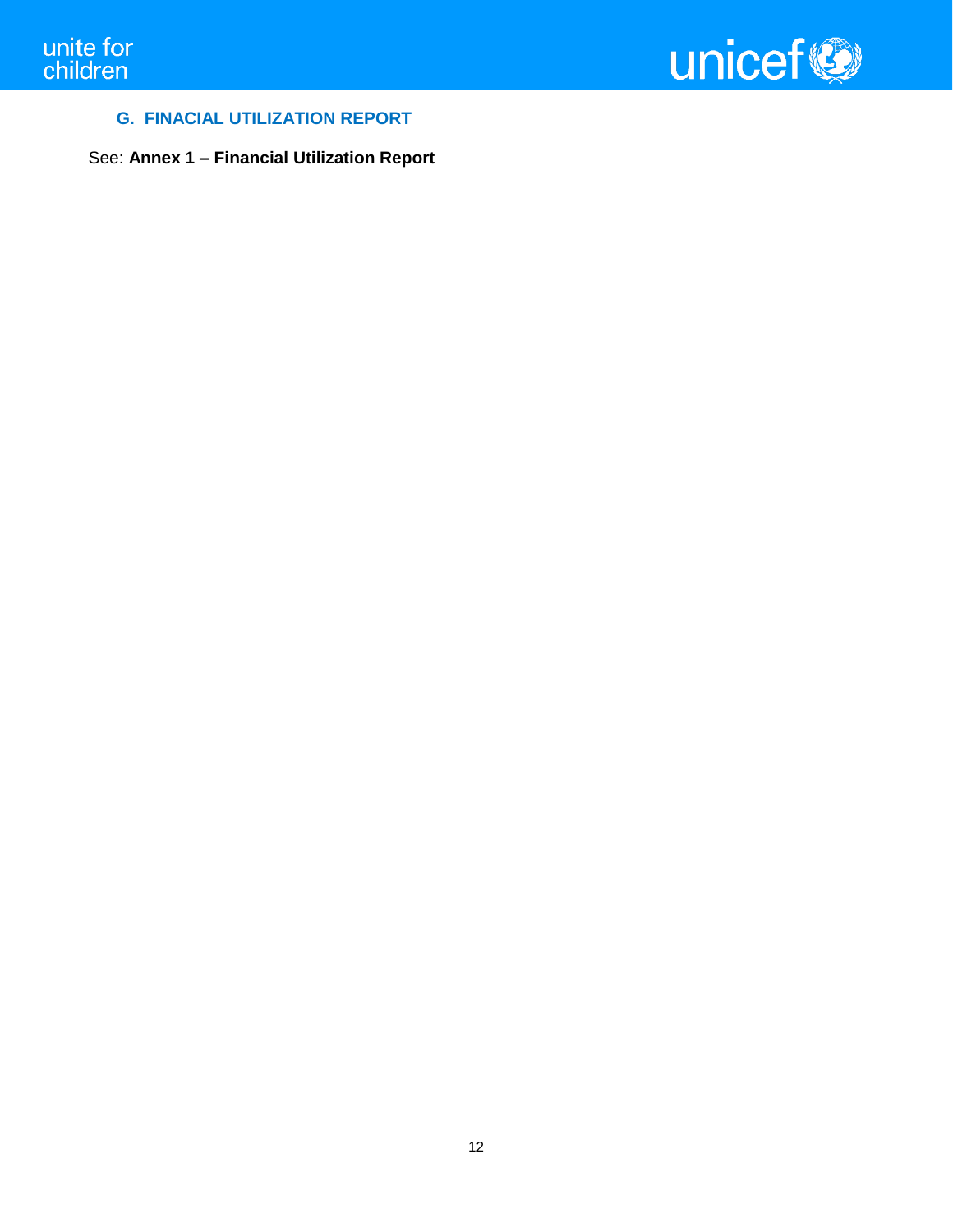## G. FINACIAL UTILIZATION REPORT

See: **Annex 1 – Financial Utilization Report**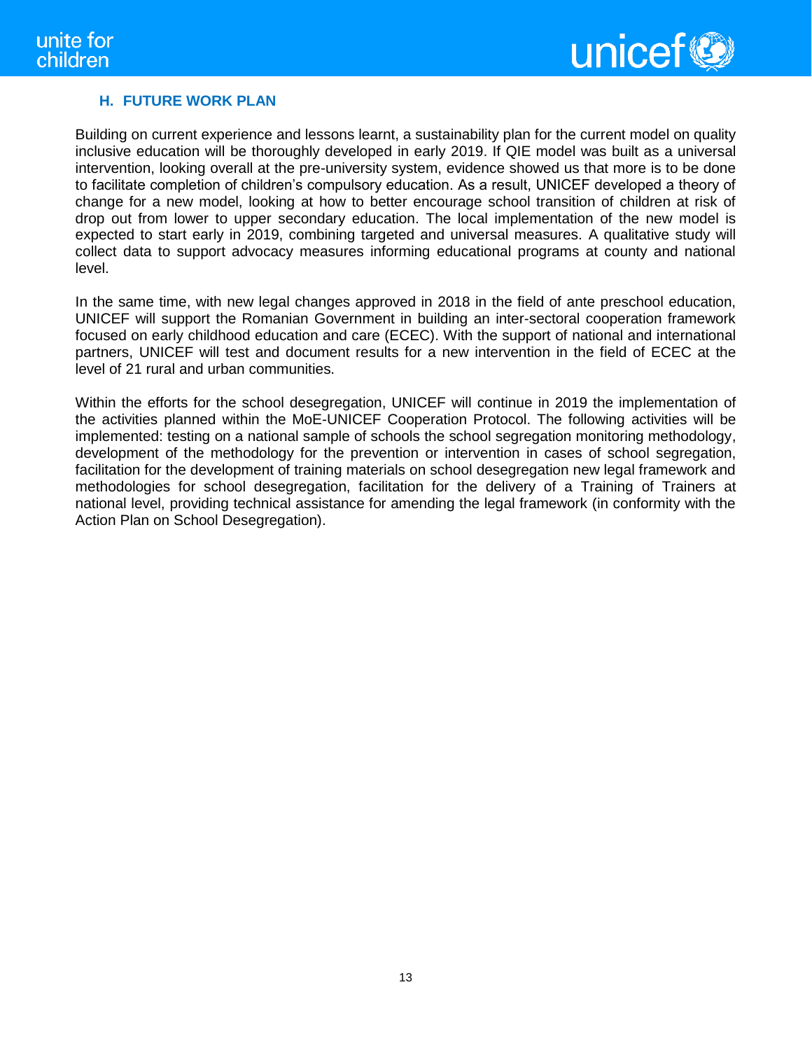## H. FUTURE WORK PLAN

Building on current experience and lessons learnt, a sustainability plan for the current model on quality inclusive education will be thoroughly developed in early 2019. If QIE model was built as a universal intervention, looking overall at the pre-university system, evidence showed us that more is to be done to facilitate completion of children's compulsory education. As a result, UNICEF developed a theory of change for a new model, looking at how to better encourage school transition of children at risk of drop out from lower to upper secondary education. The local implementation of the new model is expected to start early in 2019, combining targeted and universal measures. A qualitative study will collect data to support advocacy measures informing educational programs at county and national level.

In the same time, with new legal changes approved in 2018 in the field of ante preschool education, UNICEF will support the Romanian Government in building an inter-sectoral cooperation framework focused on early childhood education and care (ECEC). With the support of national and international partners, UNICEF will test and document results for a new intervention in the field of ECEC at the level of 21 rural and urban communities.

Within the efforts for the school desegregation, UNICEF will continue in 2019 the implementation of the activities planned within the MoE-UNICEF Cooperation Protocol. The following activities will be implemented: testing on a national sample of schools the school segregation monitoring methodology, development of the methodology for the prevention or intervention in cases of school segregation, facilitation for the development of training materials on school desegregation new legal framework and methodologies for school desegregation, facilitation for the delivery of a Training of Trainers at national level, providing technical assistance for amending the legal framework (in conformity with the Action Plan on School Desegregation).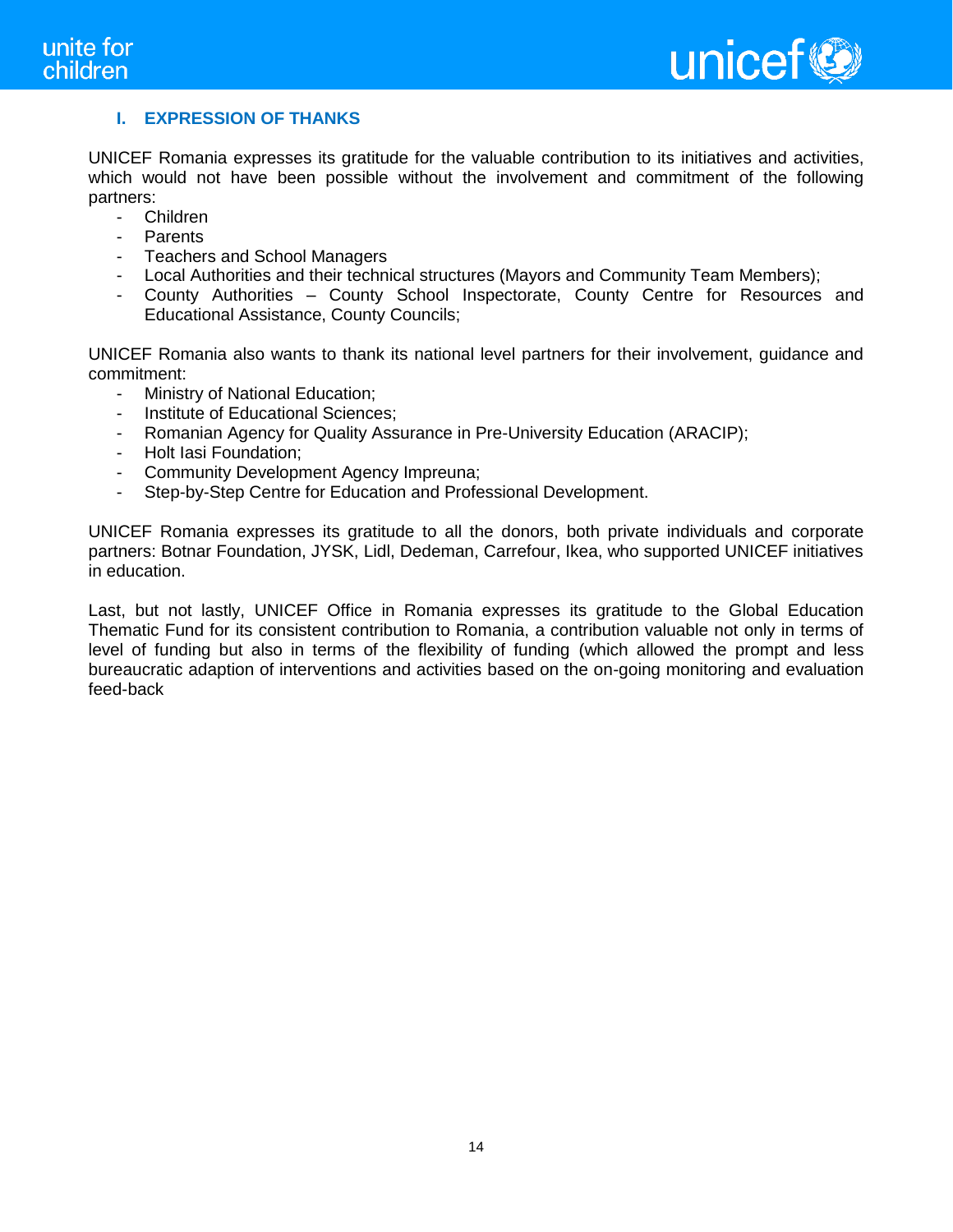## I. EXPRESSION OF THANKS

UNICEF Romania expresses its gratitude for the valuable contribution to its initiatives and activities, which would not have been possible without the involvement and commitment of the following partners:

- Children
- Parents
- Teachers and School Managers
- Local Authorities and their technical structures (Mayors and Community Team Members);
- County Authorities – County School Inspectorate, County Centre for Resources and Educational Assistance, County Councils;

UNICEF Romania also wants to thank its national level partners for their involvement, guidance and commitment:

- Ministry of National Education;
- Institute of Educational Sciences;
- Romanian Agency for Quality Assurance in Pre-University Education (ARACIP);
- Holt Iasi Foundation;
- Community Development Agency Impreuna;
- Step-by-Step Centre for Education and Professional Development.

UNICEF Romania expresses its gratitude to all the donors, both private individuals and corporate partners: Botnar Foundation, JYSK, Lidl, Dedeman, Carrefour, Ikea, who supported UNICEF initiatives in education.

Last, but not lastly, UNICEF Office in Romania expresses its gratitude to the Global Education Thematic Fund for its consistent contribution to Romania, a contribution valuable not only in terms of level of funding but also in terms of the flexibility of funding (which allowed the prompt and less bureaucratic adaption of interventions and activities based on the on-going monitoring and evaluation feed-back